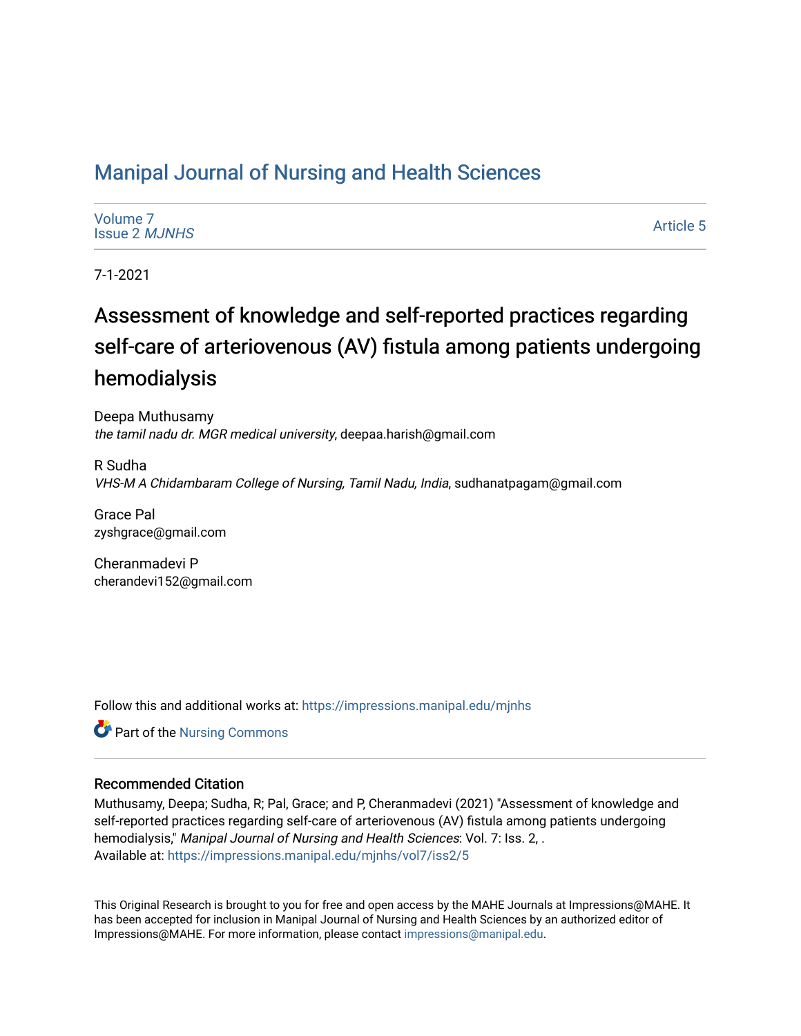# Manipal Journal of Nursing and Health Sciences

Volume 7
Issue 2 *MJNHS*

Article 5

7-1-2021

## Assessment of knowledge and self-reported practices regarding self-care of arteriovenous (AV) fistula among patients undergoing hemodialysis

Deepa Muthusamy
*the tamil nadu dr. MGR medical university*, deepaa.harish@gmail.com

R Sudha
*VHS-M A Chidambaram College of Nursing, Tamil Nadu, India*, sudhanatpagam@gmail.com

Grace Pal
zyshgrace@gmail.com

Cheranmadevi P
cherandevi152@gmail.com

Follow this and additional works at: https://impressions.manipal.edu/mjnhs

Part of the Nursing Commons

### Recommended Citation

Muthusamy, Deepa; Sudha, R; Pal, Grace; and P, Cheranmadevi (2021) "Assessment of knowledge and self-reported practices regarding self-care of arteriovenous (AV) fistula among patients undergoing hemodialysis," *Manipal Journal of Nursing and Health Sciences*: Vol. 7: Iss. 2, .
Available at: https://impressions.manipal.edu/mjnhs/vol7/iss2/5

This Original Research is brought to you for free and open access by the MAHE Journals at Impressions@MAHE. It has been accepted for inclusion in Manipal Journal of Nursing and Health Sciences by an authorized editor of Impressions@MAHE. For more information, please contact impressions@manipal.edu.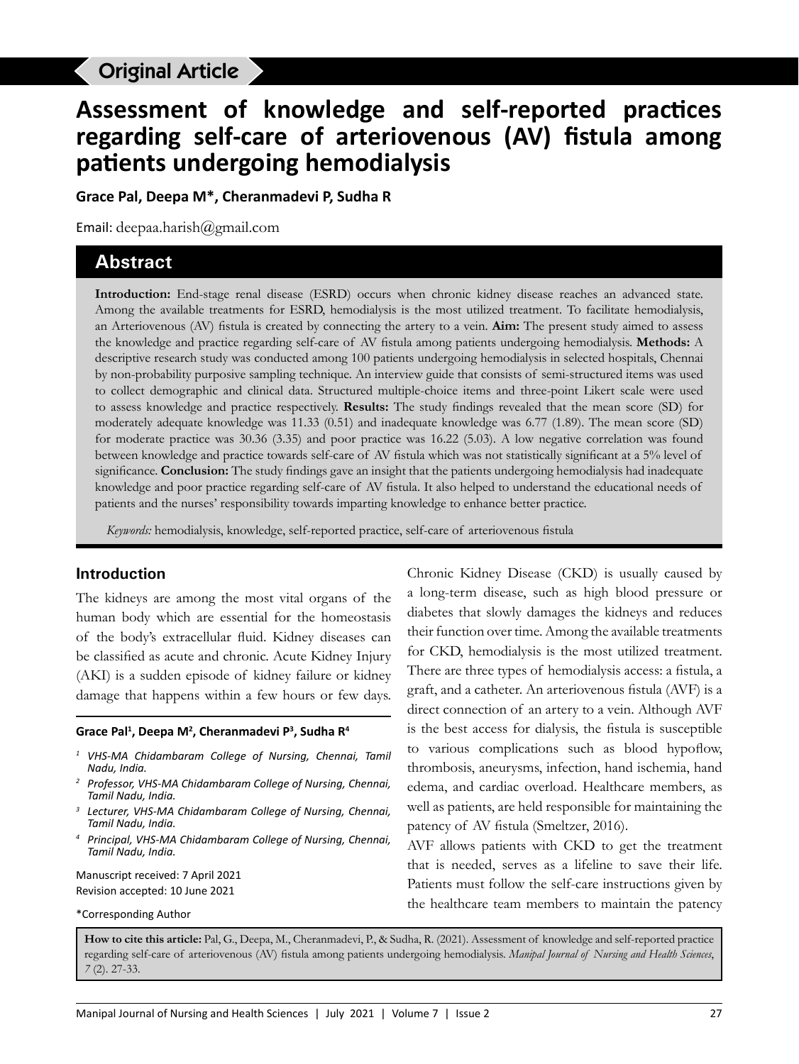Original Article

# Assessment of knowledge and self-reported practices regarding self-care of arteriovenous (AV) fistula among patients undergoing hemodialysis

**Grace Pal, Deepa M*, Cheranmadevi P, Sudha R**

Email: deepaa.harish@gmail.com

## Abstract

**Introduction:** End-stage renal disease (ESRD) occurs when chronic kidney disease reaches an advanced state. Among the available treatments for ESRD, hemodialysis is the most utilized treatment. To facilitate hemodialysis, an Arteriovenous (AV) fistula is created by connecting the artery to a vein. **Aim:** The present study aimed to assess the knowledge and practice regarding self-care of AV fistula among patients undergoing hemodialysis. **Methods:** A descriptive research study was conducted among 100 patients undergoing hemodialysis in selected hospitals, Chennai by non-probability purposive sampling technique. An interview guide that consists of semi-structured items was used to collect demographic and clinical data. Structured multiple-choice items and three-point Likert scale were used to assess knowledge and practice respectively. **Results:** The study findings revealed that the mean score (SD) for moderately adequate knowledge was 11.33 (0.51) and inadequate knowledge was 6.77 (1.89). The mean score (SD) for moderate practice was 30.36 (3.35) and poor practice was 16.22 (5.03). A low negative correlation was found between knowledge and practice towards self-care of AV fistula which was not statistically significant at a 5% level of significance. **Conclusion:** The study findings gave an insight that the patients undergoing hemodialysis had inadequate knowledge and poor practice regarding self-care of AV fistula. It also helped to understand the educational needs of patients and the nurses' responsibility towards imparting knowledge to enhance better practice.

*Keywords:* hemodialysis, knowledge, self-reported practice, self-care of arteriovenous fistula

## Introduction

The kidneys are among the most vital organs of the human body which are essential for the homeostasis of the body's extracellular fluid. Kidney diseases can be classified as acute and chronic. Acute Kidney Injury (AKI) is a sudden episode of kidney failure or kidney damage that happens within a few hours or few days. Chronic Kidney Disease (CKD) is usually caused by a long-term disease, such as high blood pressure or diabetes that slowly damages the kidneys and reduces their function over time. Among the available treatments for CKD, hemodialysis is the most utilized treatment. There are three types of hemodialysis access: a fistula, a graft, and a catheter. An arteriovenous fistula (AVF) is a direct connection of an artery to a vein. Although AVF is the best access for dialysis, the fistula is susceptible to various complications such as blood hypoflow, thrombosis, aneurysms, infection, hand ischemia, hand edema, and cardiac overload. Healthcare members, as well as patients, are held responsible for maintaining the patency of AV fistula (Smeltzer, 2016).

AVF allows patients with CKD to get the treatment that is needed, serves as a lifeline to save their life. Patients must follow the self-care instructions given by the healthcare team members to maintain the patency

**Grace Pal[1], Deepa M[2], Cheranmadevi P[3], Sudha R[4]**

[1] VHS-MA Chidambaram College of Nursing, Chennai, Tamil Nadu, India.

[2] Professor, VHS-MA Chidambaram College of Nursing, Chennai, Tamil Nadu, India.

[3] Lecturer, VHS-MA Chidambaram College of Nursing, Chennai, Tamil Nadu, India.

[4] Principal, VHS-MA Chidambaram College of Nursing, Chennai, Tamil Nadu, India.

Manuscript received: 7 April 2021
Revision accepted: 10 June 2021

*Corresponding Author

**How to cite this article:** Pal, G., Deepa, M., Cheranmadevi, P., & Sudha, R. (2021). Assessment of knowledge and self-reported practice regarding self-care of arteriovenous (AV) fistula among patients undergoing hemodialysis. *Manipal Journal of Nursing and Health Sciences*, *7* (2). 27-33.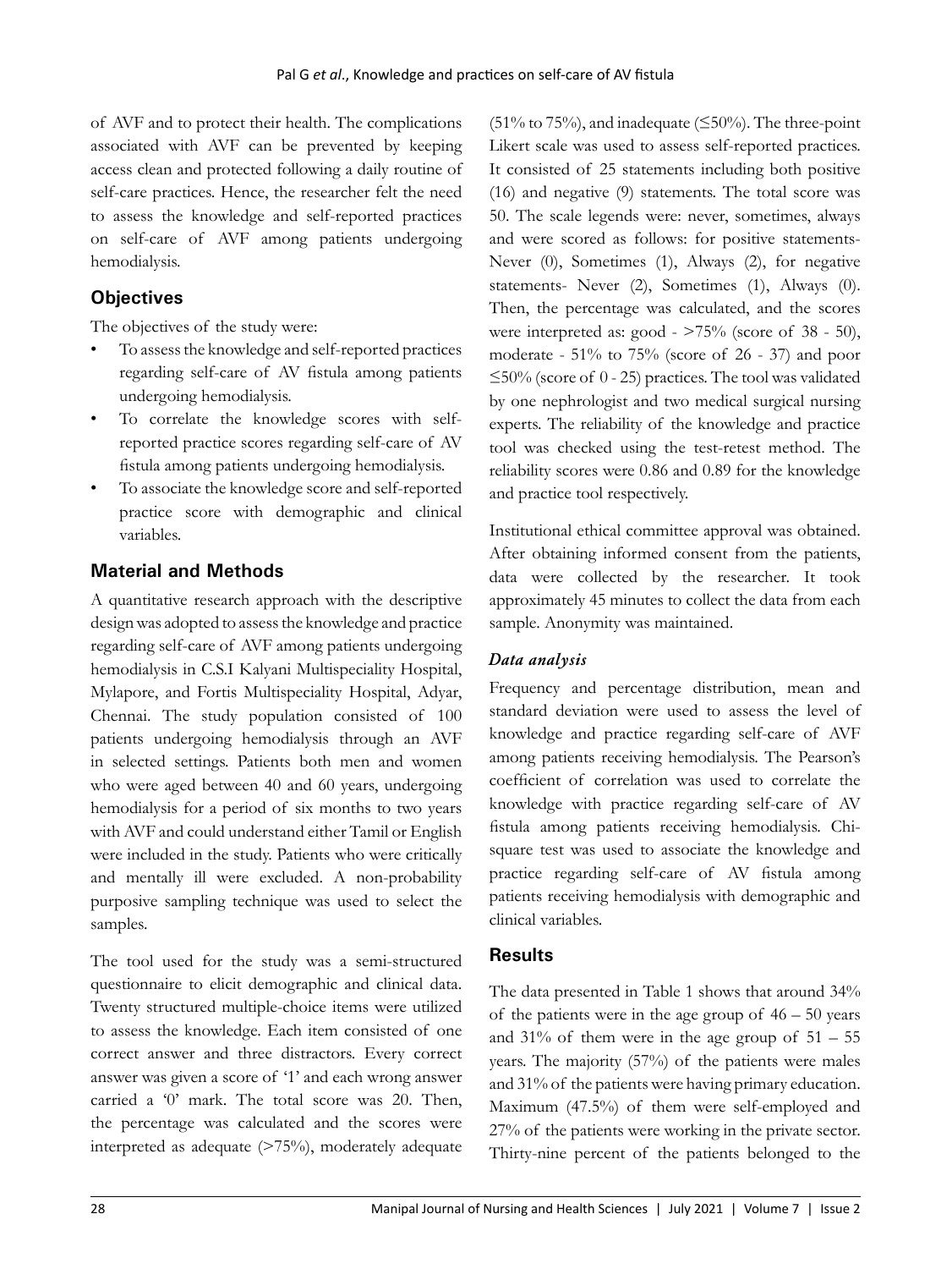of AVF and to protect their health. The complications associated with AVF can be prevented by keeping access clean and protected following a daily routine of self-care practices. Hence, the researcher felt the need to assess the knowledge and self-reported practices on self-care of AVF among patients undergoing hemodialysis.

## Objectives

The objectives of the study were:

- To assess the knowledge and self-reported practices regarding self-care of AV fistula among patients undergoing hemodialysis.
- To correlate the knowledge scores with self-reported practice scores regarding self-care of AV fistula among patients undergoing hemodialysis.
- To associate the knowledge score and self-reported practice score with demographic and clinical variables.

## Material and Methods

A quantitative research approach with the descriptive design was adopted to assess the knowledge and practice regarding self-care of AVF among patients undergoing hemodialysis in C.S.I Kalyani Multispeciality Hospital, Mylapore, and Fortis Multispeciality Hospital, Adyar, Chennai. The study population consisted of 100 patients undergoing hemodialysis through an AVF in selected settings. Patients both men and women who were aged between 40 and 60 years, undergoing hemodialysis for a period of six months to two years with AVF and could understand either Tamil or English were included in the study. Patients who were critically and mentally ill were excluded. A non-probability purposive sampling technique was used to select the samples.

The tool used for the study was a semi-structured questionnaire to elicit demographic and clinical data. Twenty structured multiple-choice items were utilized to assess the knowledge. Each item consisted of one correct answer and three distractors. Every correct answer was given a score of '1' and each wrong answer carried a '0' mark. The total score was 20. Then, the percentage was calculated and the scores were interpreted as adequate (>75%), moderately adequate (51% to 75%), and inadequate (≤50%). The three-point Likert scale was used to assess self-reported practices. It consisted of 25 statements including both positive (16) and negative (9) statements. The total score was 50. The scale legends were: never, sometimes, always and were scored as follows: for positive statements- Never (0), Sometimes (1), Always (2), for negative statements- Never (2), Sometimes (1), Always (0). Then, the percentage was calculated, and the scores were interpreted as: good - >75% (score of 38 - 50), moderate - 51% to 75% (score of 26 - 37) and poor ≤50% (score of 0 - 25) practices. The tool was validated by one nephrologist and two medical surgical nursing experts. The reliability of the knowledge and practice tool was checked using the test-retest method. The reliability scores were 0.86 and 0.89 for the knowledge and practice tool respectively.

Institutional ethical committee approval was obtained. After obtaining informed consent from the patients, data were collected by the researcher. It took approximately 45 minutes to collect the data from each sample. Anonymity was maintained.

### *Data analysis*

Frequency and percentage distribution, mean and standard deviation were used to assess the level of knowledge and practice regarding self-care of AVF among patients receiving hemodialysis. The Pearson's coefficient of correlation was used to correlate the knowledge with practice regarding self-care of AV fistula among patients receiving hemodialysis. Chi-square test was used to associate the knowledge and practice regarding self-care of AV fistula among patients receiving hemodialysis with demographic and clinical variables.

## Results

The data presented in Table 1 shows that around 34% of the patients were in the age group of 46 – 50 years and 31% of them were in the age group of 51 – 55 years. The majority (57%) of the patients were males and 31% of the patients were having primary education. Maximum (47.5%) of them were self-employed and 27% of the patients were working in the private sector. Thirty-nine percent of the patients belonged to the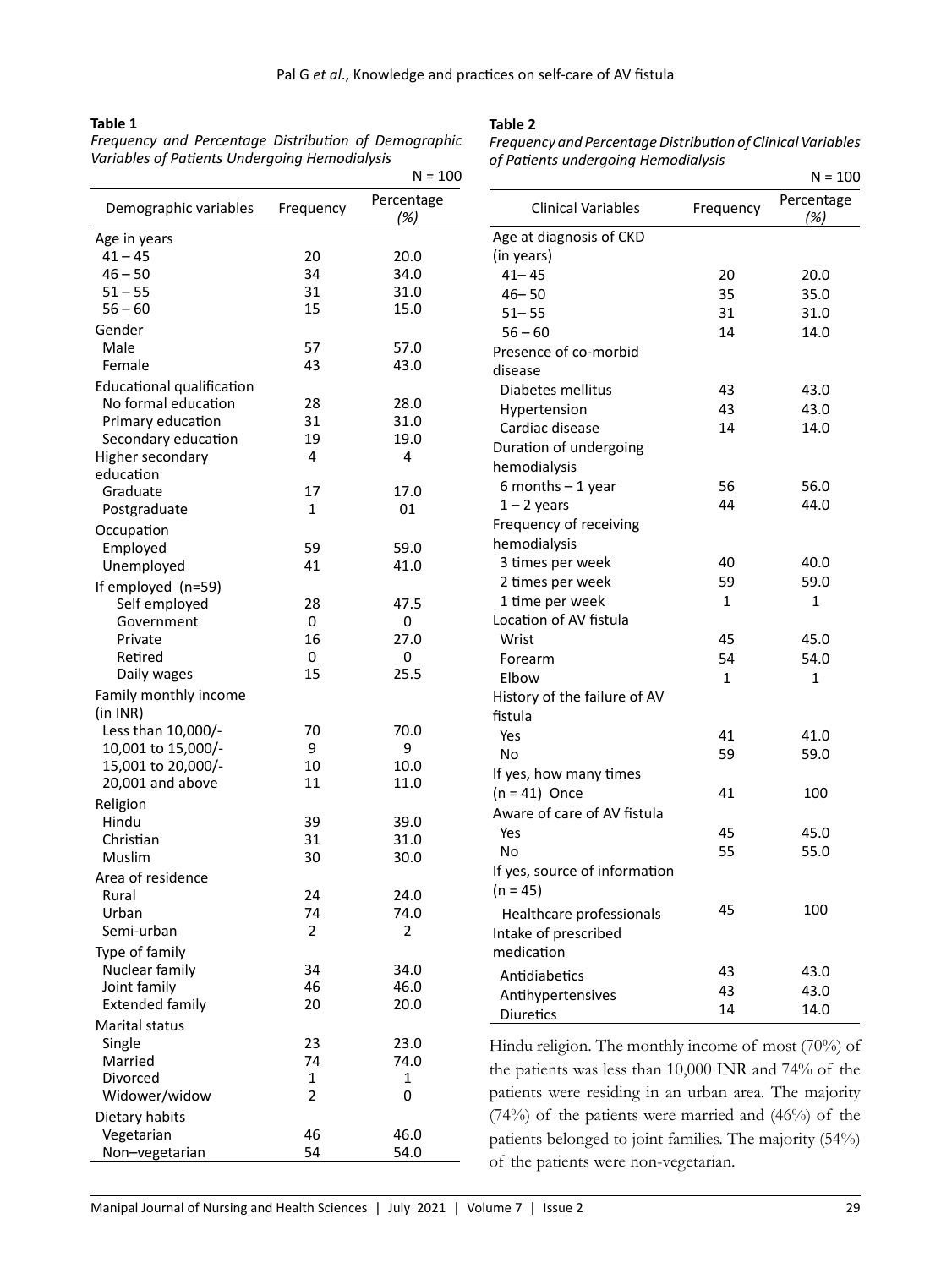**Table 1**

*Frequency and Percentage Distribution of Demographic Variables of Patients Undergoing Hemodialysis*

N = 100

| Demographic variables | Frequency | Percentage (%) |
|---|---|---|
| Age in years | | |
| 41 – 45 | 20 | 20.0 |
| 46 – 50 | 34 | 34.0 |
| 51 – 55 | 31 | 31.0 |
| 56 – 60 | 15 | 15.0 |
| Gender | | |
| Male | 57 | 57.0 |
| Female | 43 | 43.0 |
| Educational qualification | | |
| No formal education | 28 | 28.0 |
| Primary education | 31 | 31.0 |
| Secondary education | 19 | 19.0 |
| Higher secondary education | 4 | 4 |
| Graduate | 17 | 17.0 |
| Postgraduate | 1 | 01 |
| Occupation | | |
| Employed | 59 | 59.0 |
| Unemployed | 41 | 41.0 |
| If employed (n=59) | | |
| Self employed | 28 | 47.5 |
| Government | 0 | 0 |
| Private | 16 | 27.0 |
| Retired | 0 | 0 |
| Daily wages | 15 | 25.5 |
| Family monthly income (in INR) | | |
| Less than 10,000/- | 70 | 70.0 |
| 10,001 to 15,000/- | 9 | 9 |
| 15,001 to 20,000/- | 10 | 10.0 |
| 20,001 and above | 11 | 11.0 |
| Religion | | |
| Hindu | 39 | 39.0 |
| Christian | 31 | 31.0 |
| Muslim | 30 | 30.0 |
| Area of residence | | |
| Rural | 24 | 24.0 |
| Urban | 74 | 74.0 |
| Semi-urban | 2 | 2 |
| Type of family | | |
| Nuclear family | 34 | 34.0 |
| Joint family | 46 | 46.0 |
| Extended family | 20 | 20.0 |
| Marital status | | |
| Single | 23 | 23.0 |
| Married | 74 | 74.0 |
| Divorced | 1 | 1 |
| Widower/widow | 2 | 0 |
| Dietary habits | | |
| Vegetarian | 46 | 46.0 |
| Non–vegetarian | 54 | 54.0 |

**Table 2**

*Frequency and Percentage Distribution of Clinical Variables of Patients undergoing Hemodialysis*

N = 100

| Clinical Variables | Frequency | Percentage (%) |
|---|---|---|
| Age at diagnosis of CKD (in years) | | |
| 41– 45 | 20 | 20.0 |
| 46– 50 | 35 | 35.0 |
| 51– 55 | 31 | 31.0 |
| 56 – 60 | 14 | 14.0 |
| Presence of co-morbid disease | | |
| Diabetes mellitus | 43 | 43.0 |
| Hypertension | 43 | 43.0 |
| Cardiac disease | 14 | 14.0 |
| Duration of undergoing hemodialysis | | |
| 6 months – 1 year | 56 | 56.0 |
| 1 – 2 years | 44 | 44.0 |
| Frequency of receiving hemodialysis | | |
| 3 times per week | 40 | 40.0 |
| 2 times per week | 59 | 59.0 |
| 1 time per week | 1 | 1 |
| Location of AV fistula | | |
| Wrist | 45 | 45.0 |
| Forearm | 54 | 54.0 |
| Elbow | 1 | 1 |
| History of the failure of AV fistula | | |
| Yes | 41 | 41.0 |
| No | 59 | 59.0 |
| If yes, how many times | | |
| (n = 41) Once | 41 | 100 |
| Aware of care of AV fistula | | |
| Yes | 45 | 45.0 |
| No | 55 | 55.0 |
| If yes, source of information (n = 45) | | |
| Healthcare professionals | 45 | 100 |
| Intake of prescribed medication | | |
| Antidiabetics | 43 | 43.0 |
| Antihypertensives | 43 | 43.0 |
| Diuretics | 14 | 14.0 |

Hindu religion. The monthly income of most (70%) of the patients was less than 10,000 INR and 74% of the patients were residing in an urban area. The majority (74%) of the patients were married and (46%) of the patients belonged to joint families. The majority (54%) of the patients were non-vegetarian.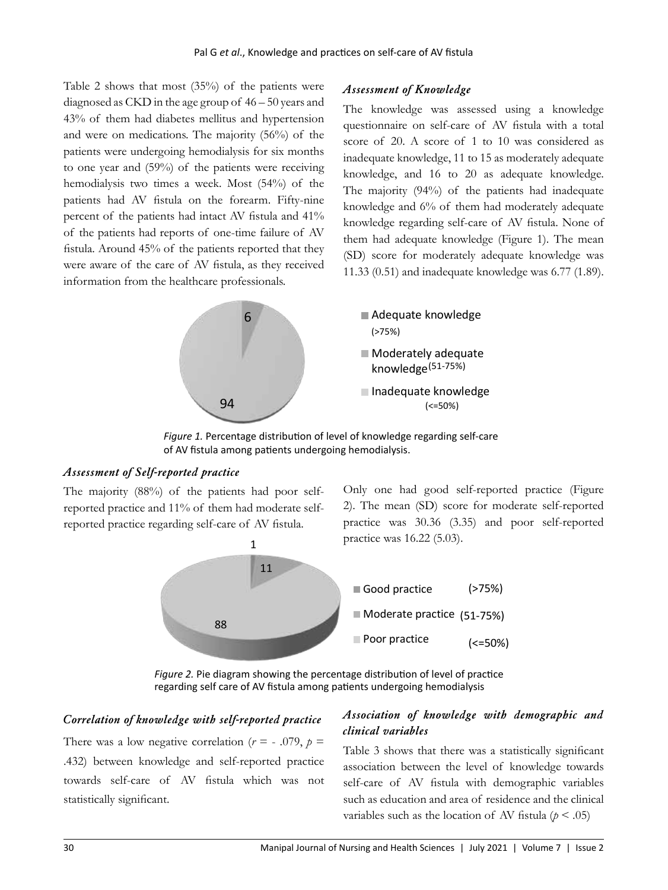Table 2 shows that most (35%) of the patients were diagnosed as CKD in the age group of 46 – 50 years and 43% of them had diabetes mellitus and hypertension and were on medications. The majority (56%) of the patients were undergoing hemodialysis for six months to one year and (59%) of the patients were receiving hemodialysis two times a week. Most (54%) of the patients had AV fistula on the forearm. Fifty-nine percent of the patients had intact AV fistula and 41% of the patients had reports of one-time failure of AV fistula. Around 45% of the patients reported that they were aware of the care of AV fistula, as they received information from the healthcare professionals.

### *Assessment of Knowledge*

The knowledge was assessed using a knowledge questionnaire on self-care of AV fistula with a total score of 20. A score of 1 to 10 was considered as inadequate knowledge, 11 to 15 as moderately adequate knowledge, and 16 to 20 as adequate knowledge. The majority (94%) of the patients had inadequate knowledge and 6% of them had moderately adequate knowledge regarding self-care of AV fistula. None of them had adequate knowledge (Figure 1). The mean (SD) score for moderately adequate knowledge was 11.33 (0.51) and inadequate knowledge was 6.77 (1.89).

*Figure 1.* Percentage distribution of level of knowledge regarding self-care of AV fistula among patients undergoing hemodialysis.

### *Assessment of Self-reported practice*

The majority (88%) of the patients had poor self-reported practice and 11% of them had moderate self-reported practice regarding self-care of AV fistula. Only one had good self-reported practice (Figure 2). The mean (SD) score for moderate self-reported practice was 30.36 (3.35) and poor self-reported practice was 16.22 (5.03).

*Figure 2.* Pie diagram showing the percentage distribution of level of practice regarding self care of AV fistula among patients undergoing hemodialysis

### *Correlation of knowledge with self-reported practice*

There was a low negative correlation ($r$ = - .079, $p$ = .432) between knowledge and self-reported practice towards self-care of AV fistula which was not statistically significant.

### *Association of knowledge with demographic and clinical variables*

Table 3 shows that there was a statistically significant association between the level of knowledge towards self-care of AV fistula with demographic variables such as education and area of residence and the clinical variables such as the location of AV fistula ($p < .05$)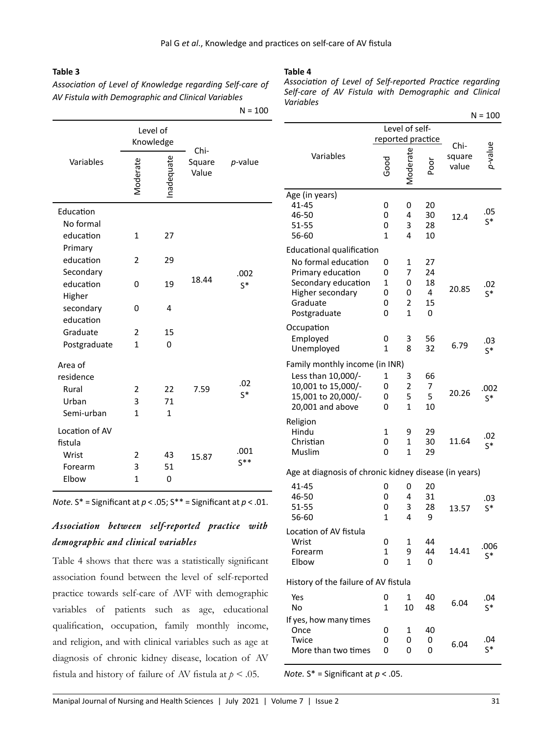**Table 3**

*Association of Level of Knowledge regarding Self-care of AV Fistula with Demographic and Clinical Variables*

N = 100

| Variables | Level of Knowledge | | Chi-Square Value | *p*-value |
|---|---|---|---|---|
| | Moderate | Inadequate | | |
| Education | | | | |
| No formal education | 1 | 27 | 18.44 | .002 S* |
| Primary education | 2 | 29 | | |
| Secondary education | 0 | 19 | | |
| Higher secondary education | 0 | 4 | | |
| Graduate | 2 | 15 | | |
| Postgraduate | 1 | 0 | | |
| Area of residence | | | | |
| Rural | 2 | 22 | 7.59 | .02 S* |
| Urban | 3 | 71 | | |
| Semi-urban | 1 | 1 | | |
| Location of AV fistula | | | | |
| Wrist | 2 | 43 | 15.87 | .001 S** |
| Forearm | 3 | 51 | | |
| Elbow | 1 | 0 | | |

*Note.* S* = Significant at $p < .05$; S** = Significant at $p < .01$.

## *Association between self-reported practice with demographic and clinical variables*

Table 4 shows that there was a statistically significant association found between the level of self-reported practice towards self-care of AVF with demographic variables of patients such as age, educational qualification, occupation, family monthly income, and religion, and with clinical variables such as age at diagnosis of chronic kidney disease, location of AV fistula and history of failure of AV fistula at $p < .05$.

**Table 4**

*Association of Level of Self-reported Practice regarding Self-care of AV Fistula with Demographic and Clinical Variables*

N = 100

| Variables | Level of self-reported practice | | | Chi-square value | *p*-value |
|---|---|---|---|---|---|
| | Good | Moderate | Poor | | |
| Age (in years) | | | | | |
| 41-45 | 0 | 0 | 20 | 12.4 | .05 S* |
| 46-50 | 0 | 4 | 30 | | |
| 51-55 | 0 | 3 | 28 | | |
| 56-60 | 1 | 4 | 10 | | |
| Educational qualification | | | | | |
| No formal education | 0 | 1 | 27 | 20.85 | .02 S* |
| Primary education | 0 | 7 | 24 | | |
| Secondary education | 1 | 0 | 18 | | |
| Higher secondary | 0 | 0 | 4 | | |
| Graduate | 0 | 2 | 15 | | |
| Postgraduate | 0 | 1 | 0 | | |
| Occupation | | | | | |
| Employed | 0 | 3 | 56 | 6.79 | .03 S* |
| Unemployed | 1 | 8 | 32 | | |
| Family monthly income (in INR) | | | | | |
| Less than 10,000/- | 1 | 3 | 66 | 20.26 | .002 S* |
| 10,001 to 15,000/- | 0 | 2 | 7 | | |
| 15,001 to 20,000/- | 0 | 5 | 5 | | |
| 20,001 and above | 0 | 1 | 10 | | |
| Religion | | | | | |
| Hindu | 1 | 9 | 29 | 11.64 | .02 S* |
| Christian | 0 | 1 | 30 | | |
| Muslim | 0 | 1 | 29 | | |
| Age at diagnosis of chronic kidney disease (in years) | | | | | |
| 41-45 | 0 | 0 | 20 | 13.57 | .03 S* |
| 46-50 | 0 | 4 | 31 | | |
| 51-55 | 0 | 3 | 28 | | |
| 56-60 | 1 | 4 | 9 | | |
| Location of AV fistula | | | | | |
| Wrist | 0 | 1 | 44 | 14.41 | .006 S* |
| Forearm | 1 | 9 | 44 | | |
| Elbow | 0 | 1 | 0 | | |
| History of the failure of AV fistula | | | | | |
| Yes | 0 | 1 | 40 | 6.04 | .04 S* |
| No | 1 | 10 | 48 | | |
| If yes, how many times | | | | | |
| Once | 0 | 1 | 40 | 6.04 | .04 S* |
| Twice | 0 | 0 | 0 | | |
| More than two times | 0 | 0 | 0 | | |

*Note.* S* = Significant at $p < .05$.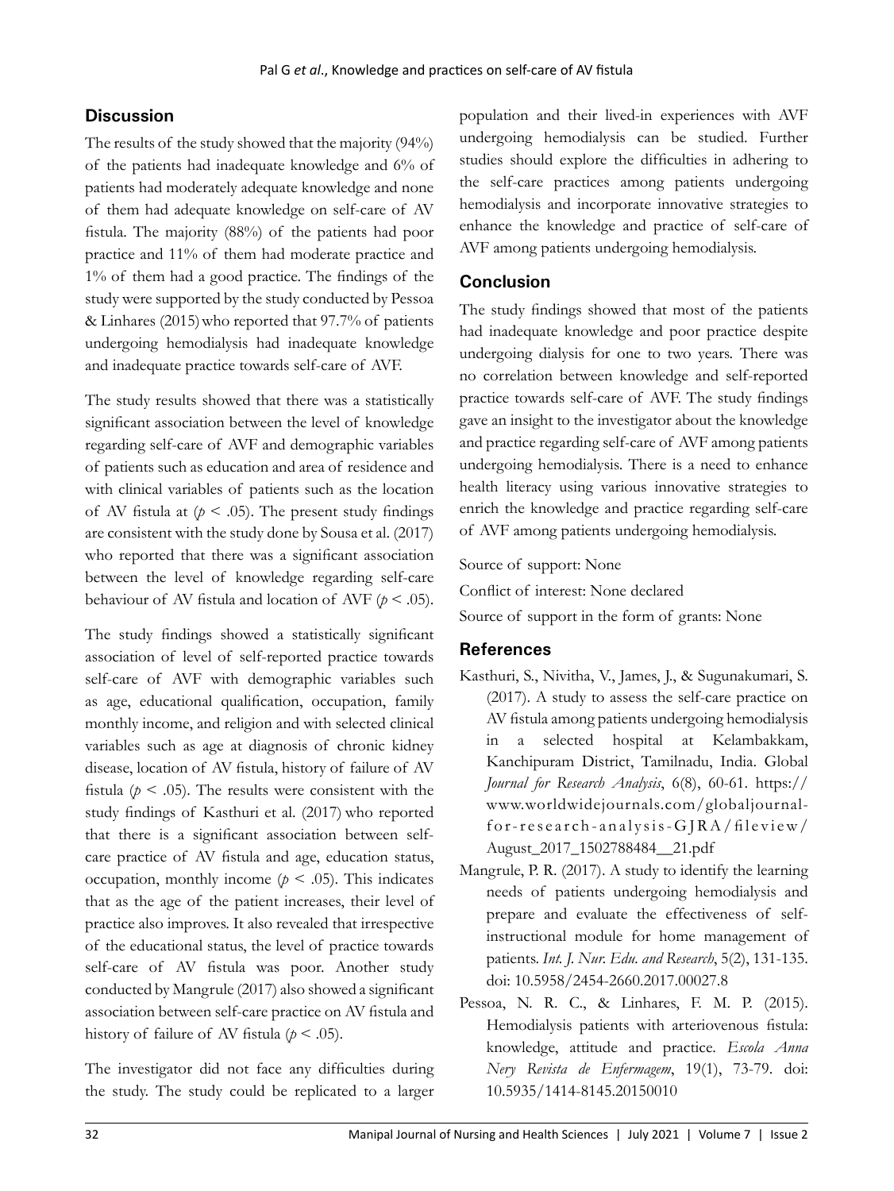## Discussion

The results of the study showed that the majority (94%) of the patients had inadequate knowledge and 6% of patients had moderately adequate knowledge and none of them had adequate knowledge on self-care of AV fistula. The majority (88%) of the patients had poor practice and 11% of them had moderate practice and 1% of them had a good practice. The findings of the study were supported by the study conducted by Pessoa & Linhares (2015) who reported that 97.7% of patients undergoing hemodialysis had inadequate knowledge and inadequate practice towards self-care of AVF.

The study results showed that there was a statistically significant association between the level of knowledge regarding self-care of AVF and demographic variables of patients such as education and area of residence and with clinical variables of patients such as the location of AV fistula at ($p < .05$). The present study findings are consistent with the study done by Sousa et al. (2017) who reported that there was a significant association between the level of knowledge regarding self-care behaviour of AV fistula and location of AVF ($p < .05$).

The study findings showed a statistically significant association of level of self-reported practice towards self-care of AVF with demographic variables such as age, educational qualification, occupation, family monthly income, and religion and with selected clinical variables such as age at diagnosis of chronic kidney disease, location of AV fistula, history of failure of AV fistula ($p < .05$). The results were consistent with the study findings of Kasthuri et al. (2017) who reported that there is a significant association between self-care practice of AV fistula and age, education status, occupation, monthly income ($p < .05$). This indicates that as the age of the patient increases, their level of practice also improves. It also revealed that irrespective of the educational status, the level of practice towards self-care of AV fistula was poor. Another study conducted by Mangrule (2017) also showed a significant association between self-care practice on AV fistula and history of failure of AV fistula ($p < .05$).

The investigator did not face any difficulties during the study. The study could be replicated to a larger population and their lived-in experiences with AVF undergoing hemodialysis can be studied. Further studies should explore the difficulties in adhering to the self-care practices among patients undergoing hemodialysis and incorporate innovative strategies to enhance the knowledge and practice of self-care of AVF among patients undergoing hemodialysis.

## Conclusion

The study findings showed that most of the patients had inadequate knowledge and poor practice despite undergoing dialysis for one to two years. There was no correlation between knowledge and self-reported practice towards self-care of AVF. The study findings gave an insight to the investigator about the knowledge and practice regarding self-care of AVF among patients undergoing hemodialysis. There is a need to enhance health literacy using various innovative strategies to enrich the knowledge and practice regarding self-care of AVF among patients undergoing hemodialysis.

Source of support: None

Conflict of interest: None declared

Source of support in the form of grants: None

## References

Kasthuri, S., Nivitha, V., James, J., & Sugunakumari, S. (2017). A study to assess the self-care practice on AV fistula among patients undergoing hemodialysis in a selected hospital at Kelambakkam, Kanchipuram District, Tamilnadu, India. Global *Journal for Research Analysis*, 6(8), 60-61. https://www.worldwidejournals.com/globaljournal-for-research-analysis-GJRA/fileview/August_2017_1502788484__21.pdf

Mangrule, P. R. (2017). A study to identify the learning needs of patients undergoing hemodialysis and prepare and evaluate the effectiveness of self-instructional module for home management of patients. *Int. J. Nur. Edu. and Research*, 5(2), 131-135. doi: 10.5958/2454-2660.2017.00027.8

Pessoa, N. R. C., & Linhares, F. M. P. (2015). Hemodialysis patients with arteriovenous fistula: knowledge, attitude and practice. *Escola Anna Nery Revista de Enfermagem*, 19(1), 73-79. doi: 10.5935/1414-8145.20150010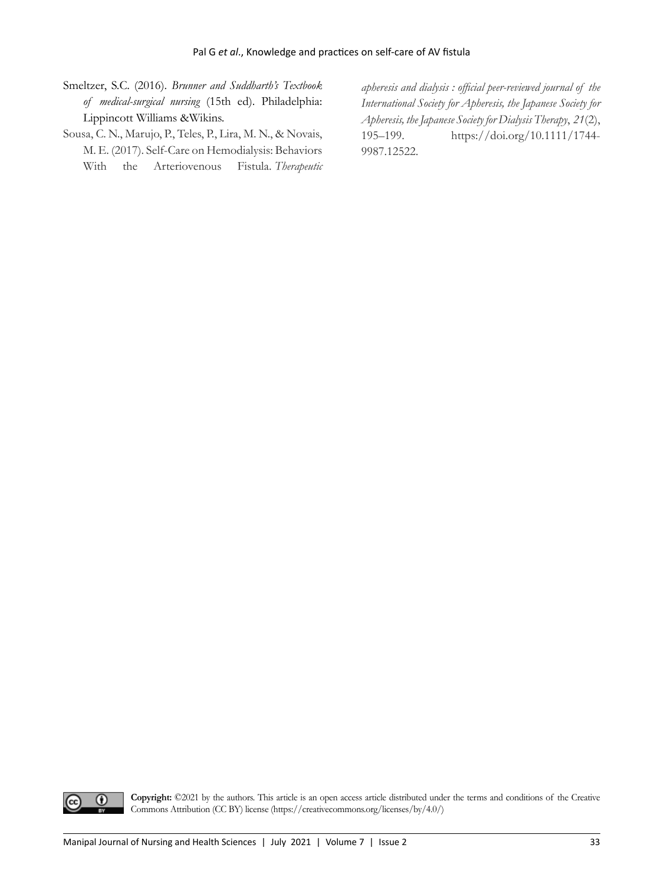Smeltzer, S.C. (2016). *Brunner and Suddharth's Textbook of medical-surgical nursing* (15th ed). Philadelphia: Lippincott Williams &Wikins.

Sousa, C. N., Marujo, P., Teles, P., Lira, M. N., & Novais, M. E. (2017). Self-Care on Hemodialysis: Behaviors With the Arteriovenous Fistula. *Therapeutic apheresis and dialysis : official peer-reviewed journal of the International Society for Apheresis, the Japanese Society for Apheresis, the Japanese Society for Dialysis Therapy*, *21*(2), 195–199. https://doi.org/10.1111/1744-9987.12522.

**Copyright:** ©2021 by the authors. This article is an open access article distributed under the terms and conditions of the Creative Commons Attribution (CC BY) license (https://creativecommons.org/licenses/by/4.0/)